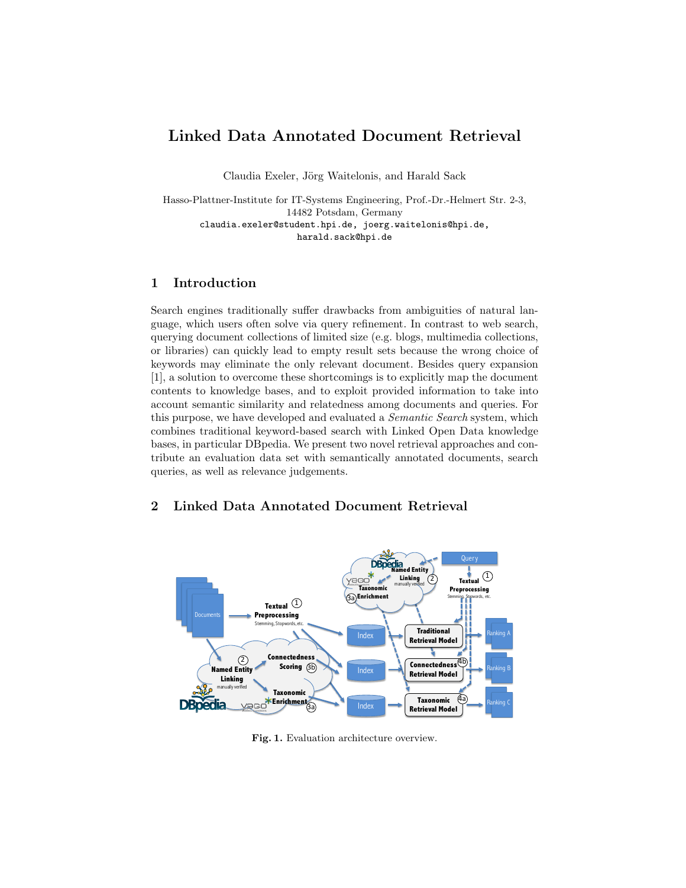# Linked Data Annotated Document Retrieval

Claudia Exeler, Jörg Waitelonis, and Harald Sack

Hasso-Plattner-Institute for IT-Systems Engineering, Prof.-Dr.-Helmert Str. 2-3, 14482 Potsdam, Germany
claudia.exeler@student.hpi.de, joerg.waitelonis@hpi.de, harald.sack@hpi.de

## 1 Introduction

Search engines traditionally suffer drawbacks from ambiguities of natural language, which users often solve via query refinement. In contrast to web search, querying document collections of limited size (e.g. blogs, multimedia collections, or libraries) can quickly lead to empty result sets because the wrong choice of keywords may eliminate the only relevant document. Besides query expansion [1], a solution to overcome these shortcomings is to explicitly map the document contents to knowledge bases, and to exploit provided information to take into account semantic similarity and relatedness among documents and queries. For this purpose, we have developed and evaluated a *Semantic Search* system, which combines traditional keyword-based search with Linked Open Data knowledge bases, in particular DBpedia. We present two novel retrieval approaches and contribute an evaluation data set with semantically annotated documents, search queries, as well as relevance judgements.

## 2 Linked Data Annotated Document Retrieval

**Fig. 1.** Evaluation architecture overview.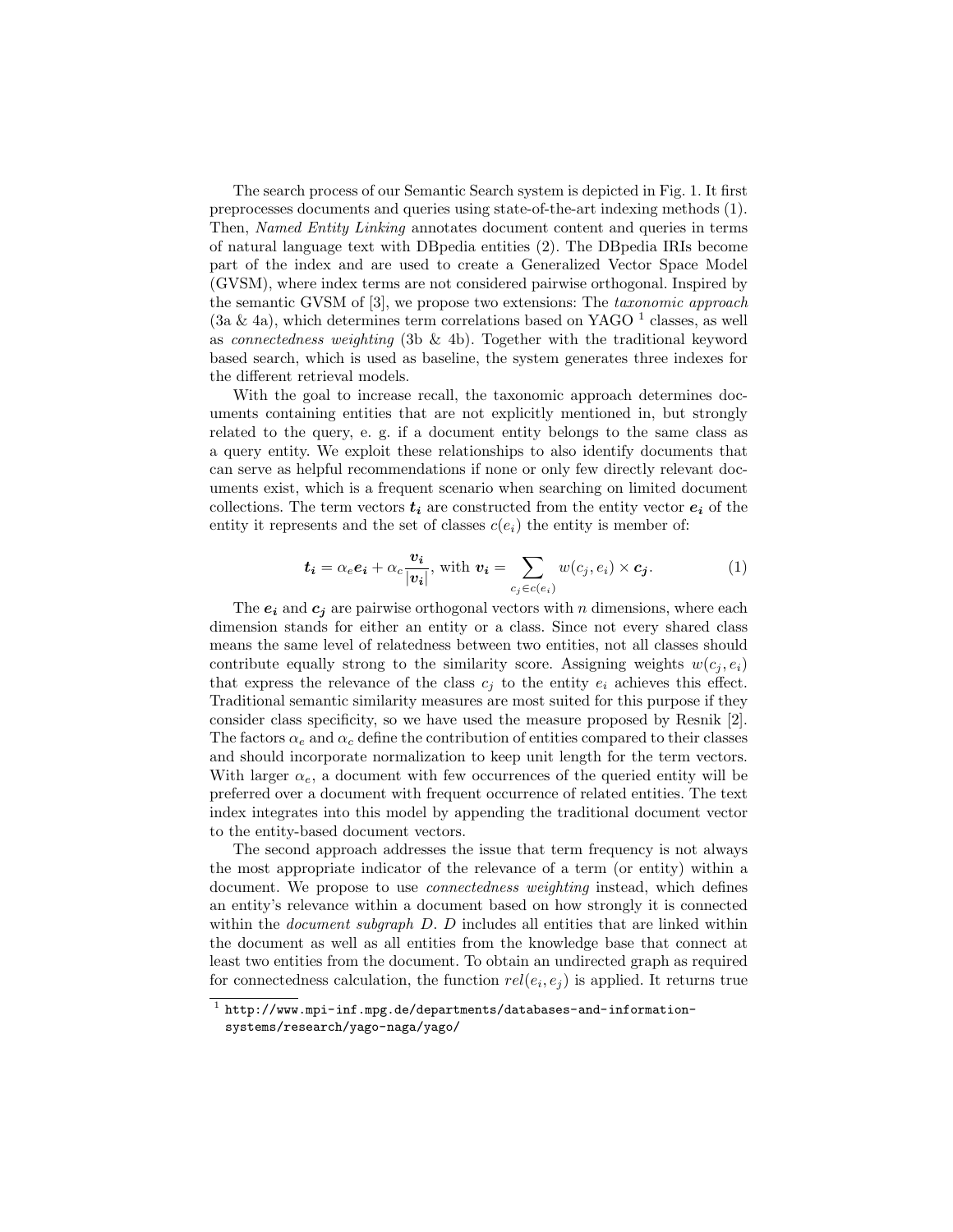The search process of our Semantic Search system is depicted in Fig. 1. It first preprocesses documents and queries using state-of-the-art indexing methods (1). Then, *Named Entity Linking* annotates document content and queries in terms of natural language text with DBpedia entities (2). The DBpedia IRIs become part of the index and are used to create a Generalized Vector Space Model (GVSM), where index terms are not considered pairwise orthogonal. Inspired by the semantic GVSM of [3], we propose two extensions: The *taxonomic approach* (3a & 4a), which determines term correlations based on YAGO [1] classes, as well as *connectedness weighting* (3b & 4b). Together with the traditional keyword based search, which is used as baseline, the system generates three indexes for the different retrieval models.

With the goal to increase recall, the taxonomic approach determines documents containing entities that are not explicitly mentioned in, but strongly related to the query, e. g. if a document entity belongs to the same class as a query entity. We exploit these relationships to also identify documents that can serve as helpful recommendations if none or only few directly relevant documents exist, which is a frequent scenario when searching on limited document collections. The term vectors $\boldsymbol{t_i}$ are constructed from the entity vector $\boldsymbol{e_i}$ of the entity it represents and the set of classes $c(e_i)$ the entity is member of:

$$\boldsymbol{t_i} = \alpha_e \boldsymbol{e_i} + \alpha_c \frac{\boldsymbol{v_i}}{|\boldsymbol{v_i}|}, \text{ with } \boldsymbol{v_i} = \sum_{c_j \in c(e_i)} w(c_j, e_i) \times \boldsymbol{c_j}. \tag{1}$$

The $\boldsymbol{e_i}$ and $\boldsymbol{c_j}$ are pairwise orthogonal vectors with $n$ dimensions, where each dimension stands for either an entity or a class. Since not every shared class means the same level of relatedness between two entities, not all classes should contribute equally strong to the similarity score. Assigning weights $w(c_j, e_i)$ that express the relevance of the class $c_j$ to the entity $e_i$ achieves this effect. Traditional semantic similarity measures are most suited for this purpose if they consider class specificity, so we have used the measure proposed by Resnik [2]. The factors $\alpha_e$ and $\alpha_c$ define the contribution of entities compared to their classes and should incorporate normalization to keep unit length for the term vectors. With larger $\alpha_e$, a document with few occurrences of the queried entity will be preferred over a document with frequent occurrence of related entities. The text index integrates into this model by appending the traditional document vector to the entity-based document vectors.

The second approach addresses the issue that term frequency is not always the most appropriate indicator of the relevance of a term (or entity) within a document. We propose to use *connectedness weighting* instead, which defines an entity's relevance within a document based on how strongly it is connected within the *document subgraph* $D$. $D$ includes all entities that are linked within the document as well as all entities from the knowledge base that connect at least two entities from the document. To obtain an undirected graph as required for connectedness calculation, the function $rel(e_i, e_j)$ is applied. It returns true

[1] http://www.mpi-inf.mpg.de/departments/databases-and-information-systems/research/yago-naga/yago/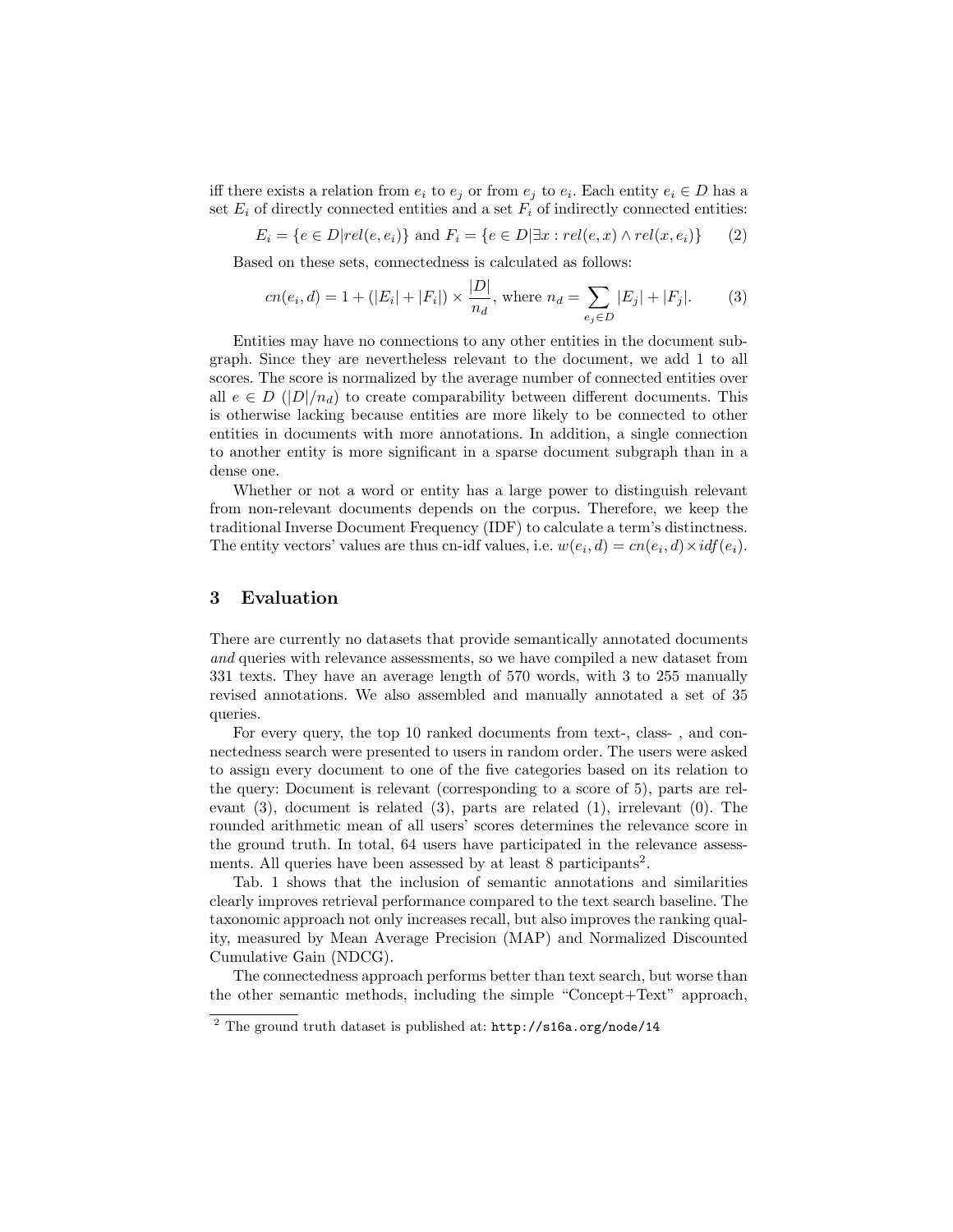iff there exists a relation from $e_i$ to $e_j$ or from $e_j$ to $e_i$. Each entity $e_i \in D$ has a set $E_i$ of directly connected entities and a set $F_i$ of indirectly connected entities:

$$E_i = \{e \in D | rel(e, e_i)\} \text{ and } F_i = \{e \in D | \exists x : rel(e, x) \wedge rel(x, e_i)\} \qquad (2)$$

Based on these sets, connectedness is calculated as follows:

$$cn(e_i, d) = 1 + (|E_i| + |F_i|) \times \frac{|D|}{n_d}, \text{ where } n_d = \sum_{e_j \in D} |E_j| + |F_j|. \qquad (3)$$

Entities may have no connections to any other entities in the document subgraph. Since they are nevertheless relevant to the document, we add 1 to all scores. The score is normalized by the average number of connected entities over all $e \in D$ ($|D|/n_d$) to create comparability between different documents. This is otherwise lacking because entities are more likely to be connected to other entities in documents with more annotations. In addition, a single connection to another entity is more significant in a sparse document subgraph than in a dense one.

Whether or not a word or entity has a large power to distinguish relevant from non-relevant documents depends on the corpus. Therefore, we keep the traditional Inverse Document Frequency (IDF) to calculate a term's distinctness. The entity vectors' values are thus cn-idf values, i.e. $w(e_i, d) = cn(e_i, d) \times idf(e_i)$.

## 3 Evaluation

There are currently no datasets that provide semantically annotated documents *and* queries with relevance assessments, so we have compiled a new dataset from 331 texts. They have an average length of 570 words, with 3 to 255 manually revised annotations. We also assembled and manually annotated a set of 35 queries.

For every query, the top 10 ranked documents from text-, class- , and connectedness search were presented to users in random order. The users were asked to assign every document to one of the five categories based on its relation to the query: Document is relevant (corresponding to a score of 5), parts are relevant (3), document is related (3), parts are related (1), irrelevant (0). The rounded arithmetic mean of all users' scores determines the relevance score in the ground truth. In total, 64 users have participated in the relevance assessments. All queries have been assessed by at least 8 participants[2].

Tab. 1 shows that the inclusion of semantic annotations and similarities clearly improves retrieval performance compared to the text search baseline. The taxonomic approach not only increases recall, but also improves the ranking quality, measured by Mean Average Precision (MAP) and Normalized Discounted Cumulative Gain (NDCG).

The connectedness approach performs better than text search, but worse than the other semantic methods, including the simple "Concept+Text" approach,

[2] The ground truth dataset is published at: http://s16a.org/node/14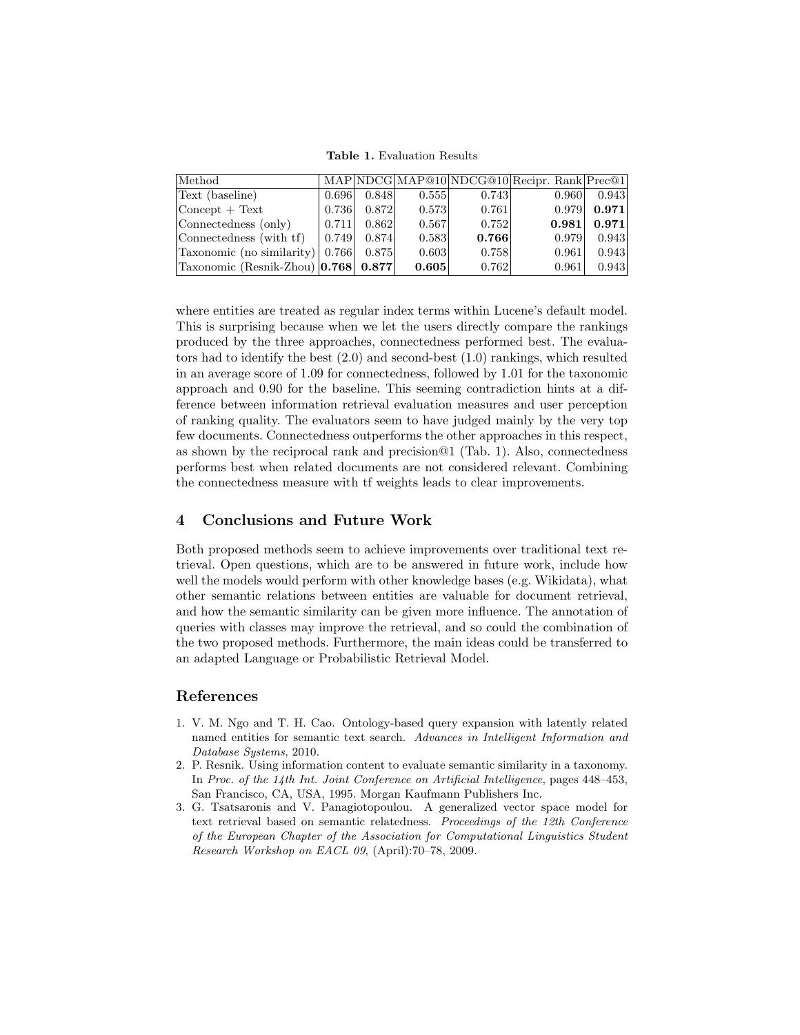**Table 1.** Evaluation Results

| Method | MAP | NDCG | MAP@10 | NDCG@10 | Recipr. Rank | Prec@1 |
|---|---|---|---|---|---|---|
| Text (baseline) | 0.696 | 0.848 | 0.555 | 0.743 | 0.960 | 0.943 |
| Concept + Text | 0.736 | 0.872 | 0.573 | 0.761 | 0.979 | **0.971** |
| Connectedness (only) | 0.711 | 0.862 | 0.567 | 0.752 | **0.981** | **0.971** |
| Connectedness (with tf) | 0.749 | 0.874 | 0.583 | **0.766** | 0.979 | 0.943 |
| Taxonomic (no similarity) | 0.766 | 0.875 | 0.603 | 0.758 | 0.961 | 0.943 |
| Taxonomic (Resnik-Zhou) | **0.768** | **0.877** | **0.605** | 0.762 | 0.961 | 0.943 |

where entities are treated as regular index terms within Lucene's default model. This is surprising because when we let the users directly compare the rankings produced by the three approaches, connectedness performed best. The evaluators had to identify the best (2.0) and second-best (1.0) rankings, which resulted in an average score of 1.09 for connectedness, followed by 1.01 for the taxonomic approach and 0.90 for the baseline. This seeming contradiction hints at a difference between information retrieval evaluation measures and user perception of ranking quality. The evaluators seem to have judged mainly by the very top few documents. Connectedness outperforms the other approaches in this respect, as shown by the reciprocal rank and precision@1 (Tab. 1). Also, connectedness performs best when related documents are not considered relevant. Combining the connectedness measure with tf weights leads to clear improvements.

## 4 Conclusions and Future Work

Both proposed methods seem to achieve improvements over traditional text retrieval. Open questions, which are to be answered in future work, include how well the models would perform with other knowledge bases (e.g. Wikidata), what other semantic relations between entities are valuable for document retrieval, and how the semantic similarity can be given more influence. The annotation of queries with classes may improve the retrieval, and so could the combination of the two proposed methods. Furthermore, the main ideas could be transferred to an adapted Language or Probabilistic Retrieval Model.

## References

1. V. M. Ngo and T. H. Cao. Ontology-based query expansion with latently related named entities for semantic text search. *Advances in Intelligent Information and Database Systems*, 2010.
2. P. Resnik. Using information content to evaluate semantic similarity in a taxonomy. In *Proc. of the 14th Int. Joint Conference on Artificial Intelligence*, pages 448–453, San Francisco, CA, USA, 1995. Morgan Kaufmann Publishers Inc.
3. G. Tsatsaronis and V. Panagiotopoulou. A generalized vector space model for text retrieval based on semantic relatedness. *Proceedings of the 12th Conference of the European Chapter of the Association for Computational Linguistics Student Research Workshop on EACL 09*, (April):70–78, 2009.